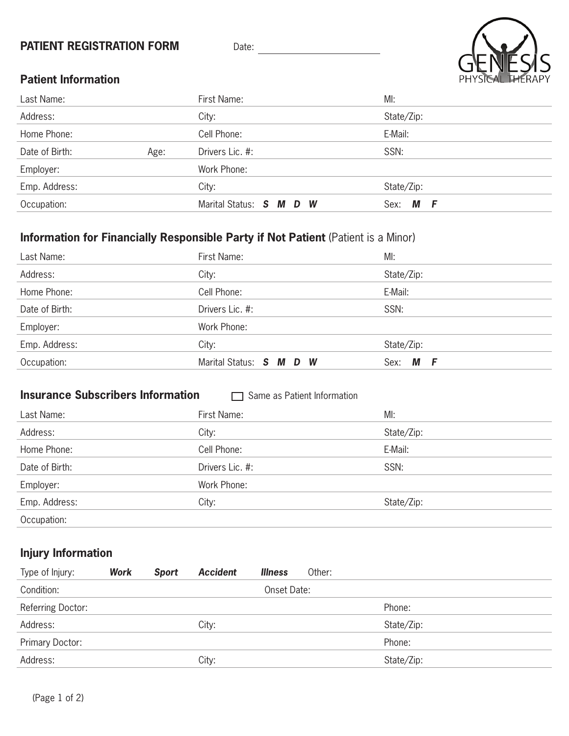# PATIENT REGISTRATION FORM

Date: ____________________

GENESIS PHYSICAL THERAPY

## Patient Information

| | | |
|---|---|---|
| Last Name: | First Name: | MI: |
| Address: | City: | State/Zip: |
| Home Phone: | Cell Phone: | E-Mail: |
| Date of Birth: Age: | Drivers Lic. #: | SSN: |
| Employer: | Work Phone: | |
| Emp. Address: | City: | State/Zip: |
| Occupation: | Marital Status: ***S M D W*** | Sex: ***M F*** |

## Information for Financially Responsible Party if Not Patient (Patient is a Minor)

| | | |
|---|---|---|
| Last Name: | First Name: | MI: |
| Address: | City: | State/Zip: |
| Home Phone: | Cell Phone: | E-Mail: |
| Date of Birth: | Drivers Lic. #: | SSN: |
| Employer: | Work Phone: | |
| Emp. Address: | City: | State/Zip: |
| Occupation: | Marital Status: ***S M D W*** | Sex: ***M F*** |

## Insurance Subscribers Information

☐ Same as Patient Information

| | | |
|---|---|---|
| Last Name: | First Name: | MI: |
| Address: | City: | State/Zip: |
| Home Phone: | Cell Phone: | E-Mail: |
| Date of Birth: | Drivers Lic. #: | SSN: |
| Employer: | Work Phone: | |
| Emp. Address: | City: | State/Zip: |
| Occupation: | | |

## Injury Information

| | | |
|---|---|---|
| Type of Injury: ***Work*** ***Sport*** ***Accident*** ***Illness*** Other: | | |
| Condition: | Onset Date: | |
| Referring Doctor: | | Phone: |
| Address: | City: | State/Zip: |
| Primary Doctor: | | Phone: |
| Address: | City: | State/Zip: |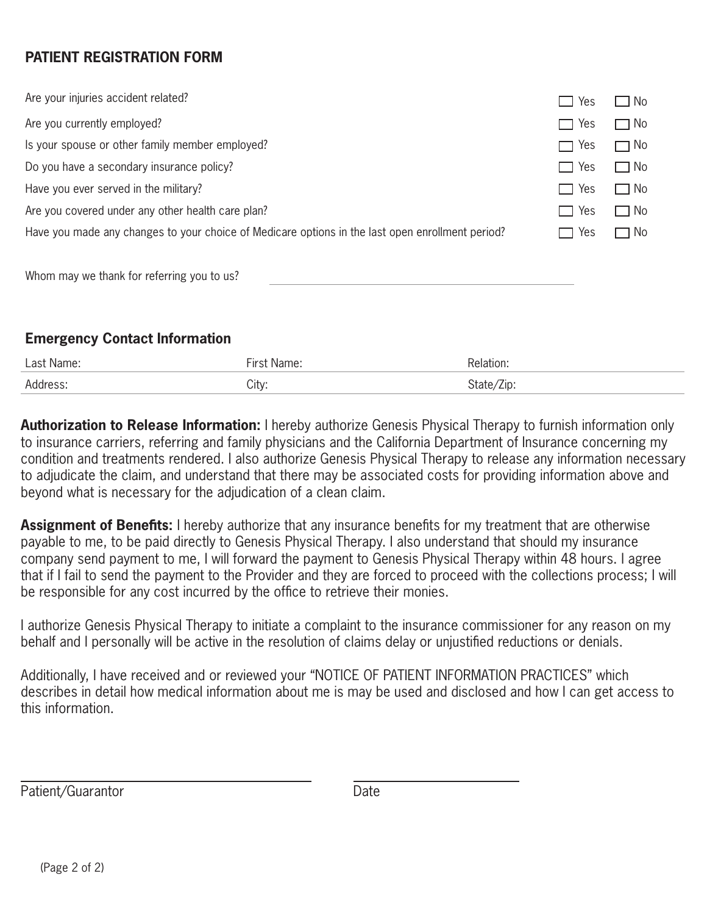## PATIENT REGISTRATION FORM

| | | |
|---|---|---|
| Are your injuries accident related? | ☐ Yes | ☐ No |
| Are you currently employed? | ☐ Yes | ☐ No |
| Is your spouse or other family member employed? | ☐ Yes | ☐ No |
| Do you have a secondary insurance policy? | ☐ Yes | ☐ No |
| Have you ever served in the military? | ☐ Yes | ☐ No |
| Are you covered under any other health care plan? | ☐ Yes | ☐ No |
| Have you made any changes to your choice of Medicare options in the last open enrollment period? | ☐ Yes | ☐ No |

Whom may we thank for referring you to us? ______________________________

### Emergency Contact Information

| | | |
|---|---|---|
| Last Name: | First Name: | Relation: |
| Address: | City: | State/Zip: |

**Authorization to Release Information:** I hereby authorize Genesis Physical Therapy to furnish information only to insurance carriers, referring and family physicians and the California Department of Insurance concerning my condition and treatments rendered. I also authorize Genesis Physical Therapy to release any information necessary to adjudicate the claim, and understand that there may be associated costs for providing information above and beyond what is necessary for the adjudication of a clean claim.

**Assignment of Benefits:** I hereby authorize that any insurance benefits for my treatment that are otherwise payable to me, to be paid directly to Genesis Physical Therapy. I also understand that should my insurance company send payment to me, I will forward the payment to Genesis Physical Therapy within 48 hours. I agree that if I fail to send the payment to the Provider and they are forced to proceed with the collections process; I will be responsible for any cost incurred by the office to retrieve their monies.

I authorize Genesis Physical Therapy to initiate a complaint to the insurance commissioner for any reason on my behalf and I personally will be active in the resolution of claims delay or unjustified reductions or denials.

Additionally, I have received and or reviewed your "NOTICE OF PATIENT INFORMATION PRACTICES" which describes in detail how medical information about me is may be used and disclosed and how I can get access to this information.

______________________________ ______________________

Patient/Guarantor Date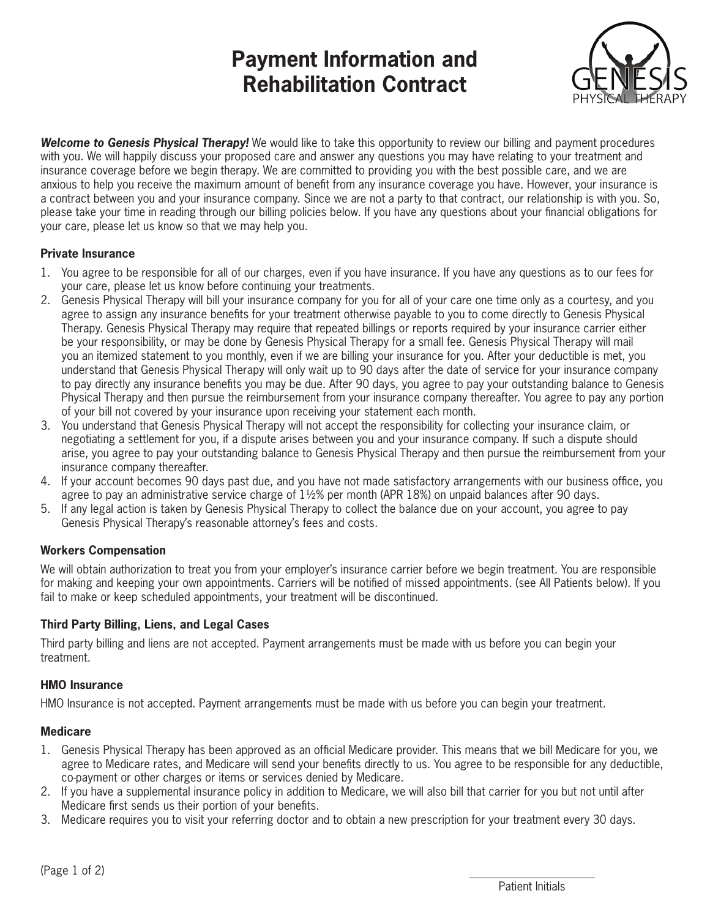# Payment Information and Rehabilitation Contract

***Welcome to Genesis Physical Therapy!*** We would like to take this opportunity to review our billing and payment procedures with you. We will happily discuss your proposed care and answer any questions you may have relating to your treatment and insurance coverage before we begin therapy. We are committed to providing you with the best possible care, and we are anxious to help you receive the maximum amount of benefit from any insurance coverage you have. However, your insurance is a contract between you and your insurance company. Since we are not a party to that contract, our relationship is with you. So, please take your time in reading through our billing policies below. If you have any questions about your financial obligations for your care, please let us know so that we may help you.

### Private Insurance

1. You agree to be responsible for all of our charges, even if you have insurance. If you have any questions as to our fees for your care, please let us know before continuing your treatments.
2. Genesis Physical Therapy will bill your insurance company for you for all of your care one time only as a courtesy, and you agree to assign any insurance benefits for your treatment otherwise payable to you to come directly to Genesis Physical Therapy. Genesis Physical Therapy may require that repeated billings or reports required by your insurance carrier either be your responsibility, or may be done by Genesis Physical Therapy for a small fee. Genesis Physical Therapy will mail you an itemized statement to you monthly, even if we are billing your insurance for you. After your deductible is met, you understand that Genesis Physical Therapy will only wait up to 90 days after the date of service for your insurance company to pay directly any insurance benefits you may be due. After 90 days, you agree to pay your outstanding balance to Genesis Physical Therapy and then pursue the reimbursement from your insurance company thereafter. You agree to pay any portion of your bill not covered by your insurance upon receiving your statement each month.
3. You understand that Genesis Physical Therapy will not accept the responsibility for collecting your insurance claim, or negotiating a settlement for you, if a dispute arises between you and your insurance company. If such a dispute should arise, you agree to pay your outstanding balance to Genesis Physical Therapy and then pursue the reimbursement from your insurance company thereafter.
4. If your account becomes 90 days past due, and you have not made satisfactory arrangements with our business office, you agree to pay an administrative service charge of 1½% per month (APR 18%) on unpaid balances after 90 days.
5. If any legal action is taken by Genesis Physical Therapy to collect the balance due on your account, you agree to pay Genesis Physical Therapy's reasonable attorney's fees and costs.

### Workers Compensation

We will obtain authorization to treat you from your employer's insurance carrier before we begin treatment. You are responsible for making and keeping your own appointments. Carriers will be notified of missed appointments. (see All Patients below). If you fail to make or keep scheduled appointments, your treatment will be discontinued.

### Third Party Billing, Liens, and Legal Cases

Third party billing and liens are not accepted. Payment arrangements must be made with us before you can begin your treatment.

### HMO Insurance

HMO Insurance is not accepted. Payment arrangements must be made with us before you can begin your treatment.

### Medicare

1. Genesis Physical Therapy has been approved as an official Medicare provider. This means that we bill Medicare for you, we agree to Medicare rates, and Medicare will send your benefits directly to us. You agree to be responsible for any deductible, co-payment or other charges or items or services denied by Medicare.
2. If you have a supplemental insurance policy in addition to Medicare, we will also bill that carrier for you but not until after Medicare first sends us their portion of your benefits.
3. Medicare requires you to visit your referring doctor and to obtain a new prescription for your treatment every 30 days.

\_\_\_\_\_\_\_\_\_\_\_\_\_\_\_\_\_\_\_\_
Patient Initials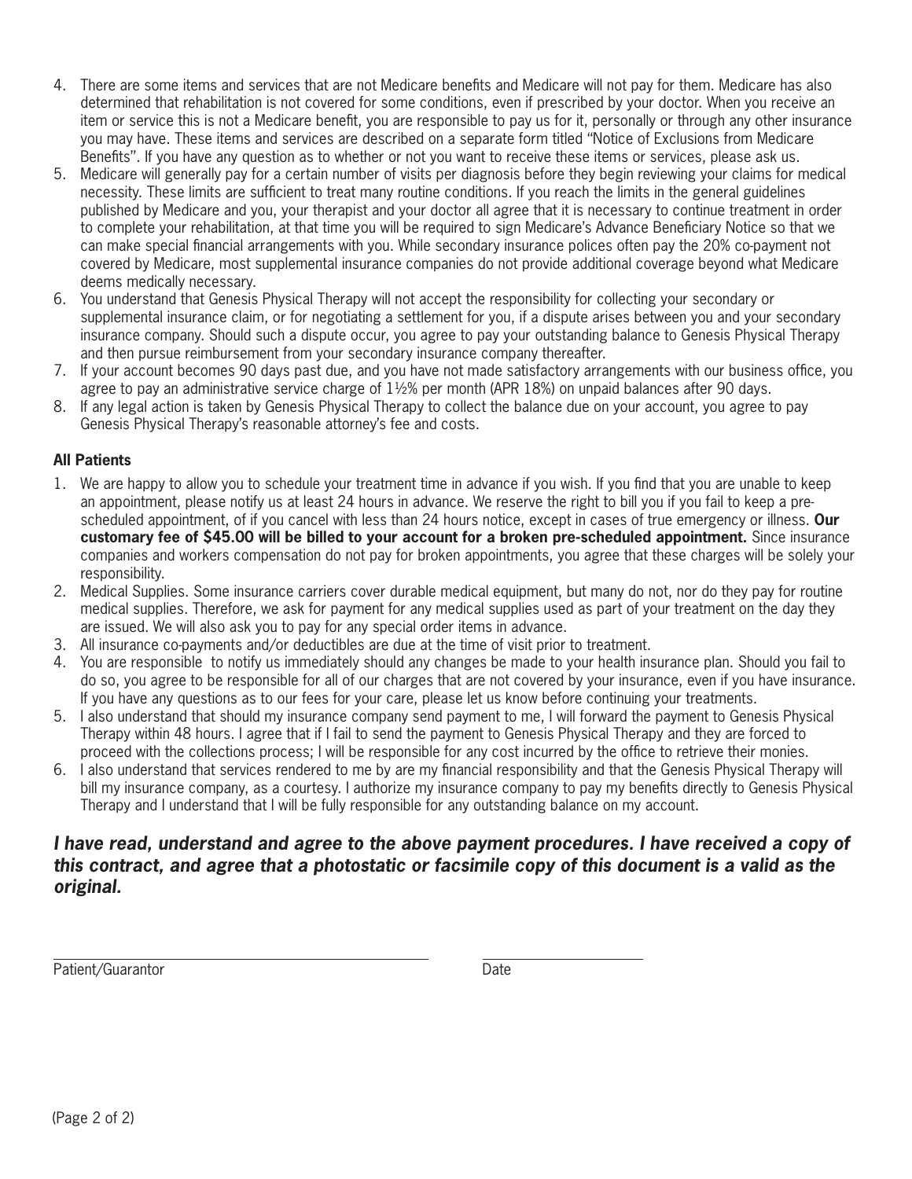4. There are some items and services that are not Medicare benefits and Medicare will not pay for them. Medicare has also determined that rehabilitation is not covered for some conditions, even if prescribed by your doctor. When you receive an item or service this is not a Medicare benefit, you are responsible to pay us for it, personally or through any other insurance you may have. These items and services are described on a separate form titled "Notice of Exclusions from Medicare Benefits". If you have any question as to whether or not you want to receive these items or services, please ask us.
5. Medicare will generally pay for a certain number of visits per diagnosis before they begin reviewing your claims for medical necessity. These limits are sufficient to treat many routine conditions. If you reach the limits in the general guidelines published by Medicare and you, your therapist and your doctor all agree that it is necessary to continue treatment in order to complete your rehabilitation, at that time you will be required to sign Medicare's Advance Beneficiary Notice so that we can make special financial arrangements with you. While secondary insurance polices often pay the 20% co-payment not covered by Medicare, most supplemental insurance companies do not provide additional coverage beyond what Medicare deems medically necessary.
6. You understand that Genesis Physical Therapy will not accept the responsibility for collecting your secondary or supplemental insurance claim, or for negotiating a settlement for you, if a dispute arises between you and your secondary insurance company. Should such a dispute occur, you agree to pay your outstanding balance to Genesis Physical Therapy and then pursue reimbursement from your secondary insurance company thereafter.
7. If your account becomes 90 days past due, and you have not made satisfactory arrangements with our business office, you agree to pay an administrative service charge of 1½% per month (APR 18%) on unpaid balances after 90 days.
8. If any legal action is taken by Genesis Physical Therapy to collect the balance due on your account, you agree to pay Genesis Physical Therapy's reasonable attorney's fee and costs.

**All Patients**

1. We are happy to allow you to schedule your treatment time in advance if you wish. If you find that you are unable to keep an appointment, please notify us at least 24 hours in advance. We reserve the right to bill you if you fail to keep a pre-scheduled appointment, of if you cancel with less than 24 hours notice, except in cases of true emergency or illness. **Our customary fee of $45.00 will be billed to your account for a broken pre-scheduled appointment.** Since insurance companies and workers compensation do not pay for broken appointments, you agree that these charges will be solely your responsibility.
2. Medical Supplies. Some insurance carriers cover durable medical equipment, but many do not, nor do they pay for routine medical supplies. Therefore, we ask for payment for any medical supplies used as part of your treatment on the day they are issued. We will also ask you to pay for any special order items in advance.
3. All insurance co-payments and/or deductibles are due at the time of visit prior to treatment.
4. You are responsible to notify us immediately should any changes be made to your health insurance plan. Should you fail to do so, you agree to be responsible for all of our charges that are not covered by your insurance, even if you have insurance. If you have any questions as to our fees for your care, please let us know before continuing your treatments.
5. I also understand that should my insurance company send payment to me, I will forward the payment to Genesis Physical Therapy within 48 hours. I agree that if I fail to send the payment to Genesis Physical Therapy and they are forced to proceed with the collections process; I will be responsible for any cost incurred by the office to retrieve their monies.
6. I also understand that services rendered to me by are my financial responsibility and that the Genesis Physical Therapy will bill my insurance company, as a courtesy. I authorize my insurance company to pay my benefits directly to Genesis Physical Therapy and I understand that I will be fully responsible for any outstanding balance on my account.

***I have read, understand and agree to the above payment procedures. I have received a copy of this contract, and agree that a photostatic or facsimile copy of this document is a valid as the original.***

Patient/Guarantor ______________________ Date ______________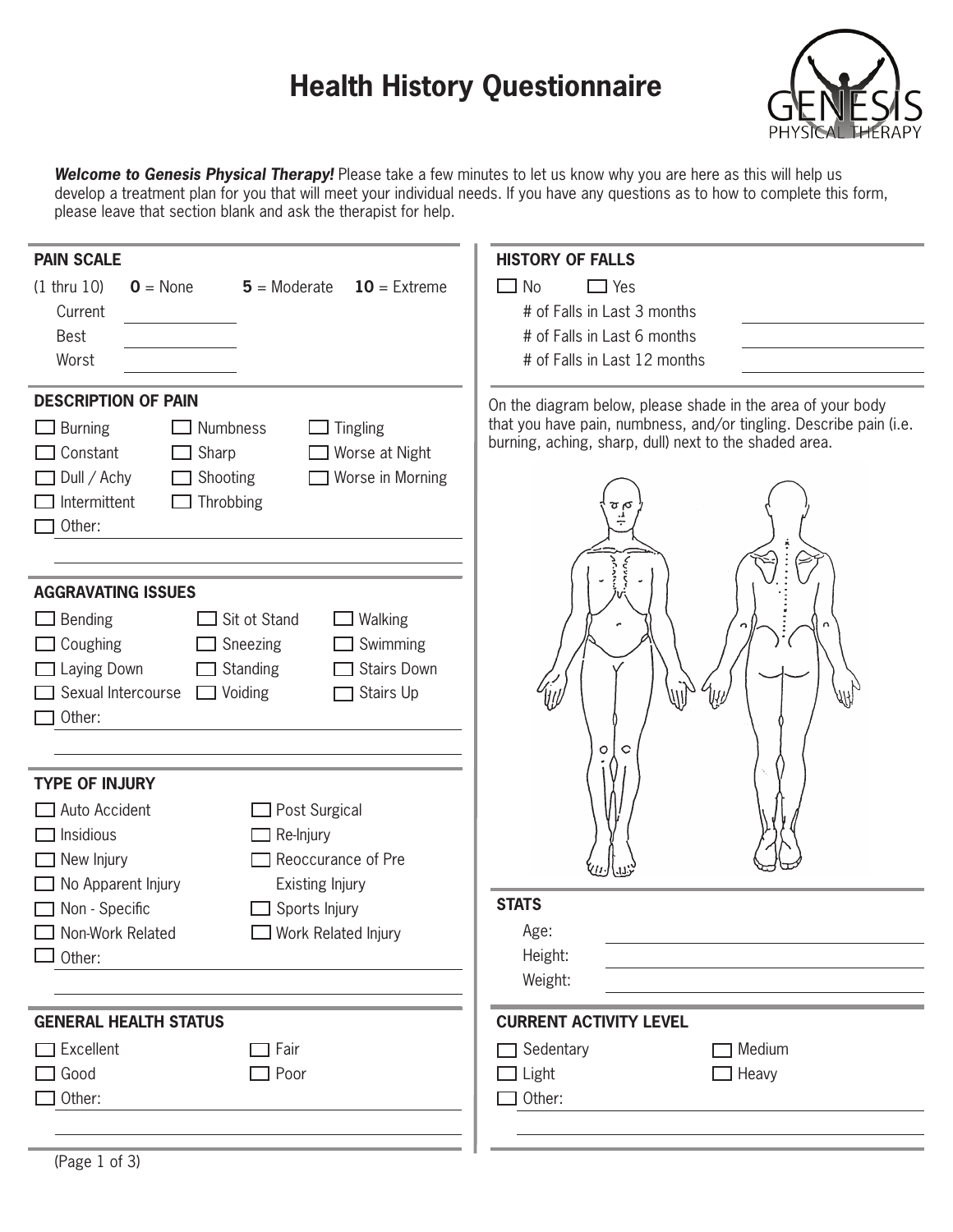# Health History Questionnaire

GENESIS PHYSICAL THERAPY

***Welcome to Genesis Physical Therapy!*** Please take a few minutes to let us know why you are here as this will help us develop a treatment plan for you that will meet your individual needs. If you have any questions as to how to complete this form, please leave that section blank and ask the therapist for help.

## PAIN SCALE

(1 thru 10) **0** = None **5** = Moderate **10** = Extreme

Current ____________

Best ____________

Worst ____________

## DESCRIPTION OF PAIN

- ☐ Burning
- ☐ Numbness
- ☐ Tingling
- ☐ Constant
- ☐ Sharp
- ☐ Worse at Night
- ☐ Dull / Achy
- ☐ Shooting
- ☐ Worse in Morning
- ☐ Intermittent
- ☐ Throbbing
- ☐ Other: ____________

## AGGRAVATING ISSUES

- ☐ Bending
- ☐ Sit ot Stand
- ☐ Walking
- ☐ Coughing
- ☐ Sneezing
- ☐ Swimming
- ☐ Laying Down
- ☐ Standing
- ☐ Stairs Down
- ☐ Sexual Intercourse
- ☐ Voiding
- ☐ Stairs Up
- ☐ Other: ____________

## TYPE OF INJURY

- ☐ Auto Accident
- ☐ Post Surgical
- ☐ Insidious
- ☐ Re-Injury
- ☐ New Injury
- ☐ Reoccurance of Pre Existing Injury
- ☐ No Apparent Injury
- ☐ Non - Specific
- ☐ Sports Injury
- ☐ Non-Work Related
- ☐ Work Related Injury
- ☐ Other: ____________

## GENERAL HEALTH STATUS

- ☐ Excellent
- ☐ Fair
- ☐ Good
- ☐ Poor
- ☐ Other: ____________

## HISTORY OF FALLS

☐ No ☐ Yes

# of Falls in Last 3 months ____________

# of Falls in Last 6 months ____________

# of Falls in Last 12 months ____________

On the diagram below, please shade in the area of your body that you have pain, numbness, and/or tingling. Describe pain (i.e. burning, aching, sharp, dull) next to the shaded area.

## STATS

Age: ____________

Height: ____________

Weight: ____________

## CURRENT ACTIVITY LEVEL

- ☐ Sedentary
- ☐ Medium
- ☐ Light
- ☐ Heavy
- ☐ Other: ____________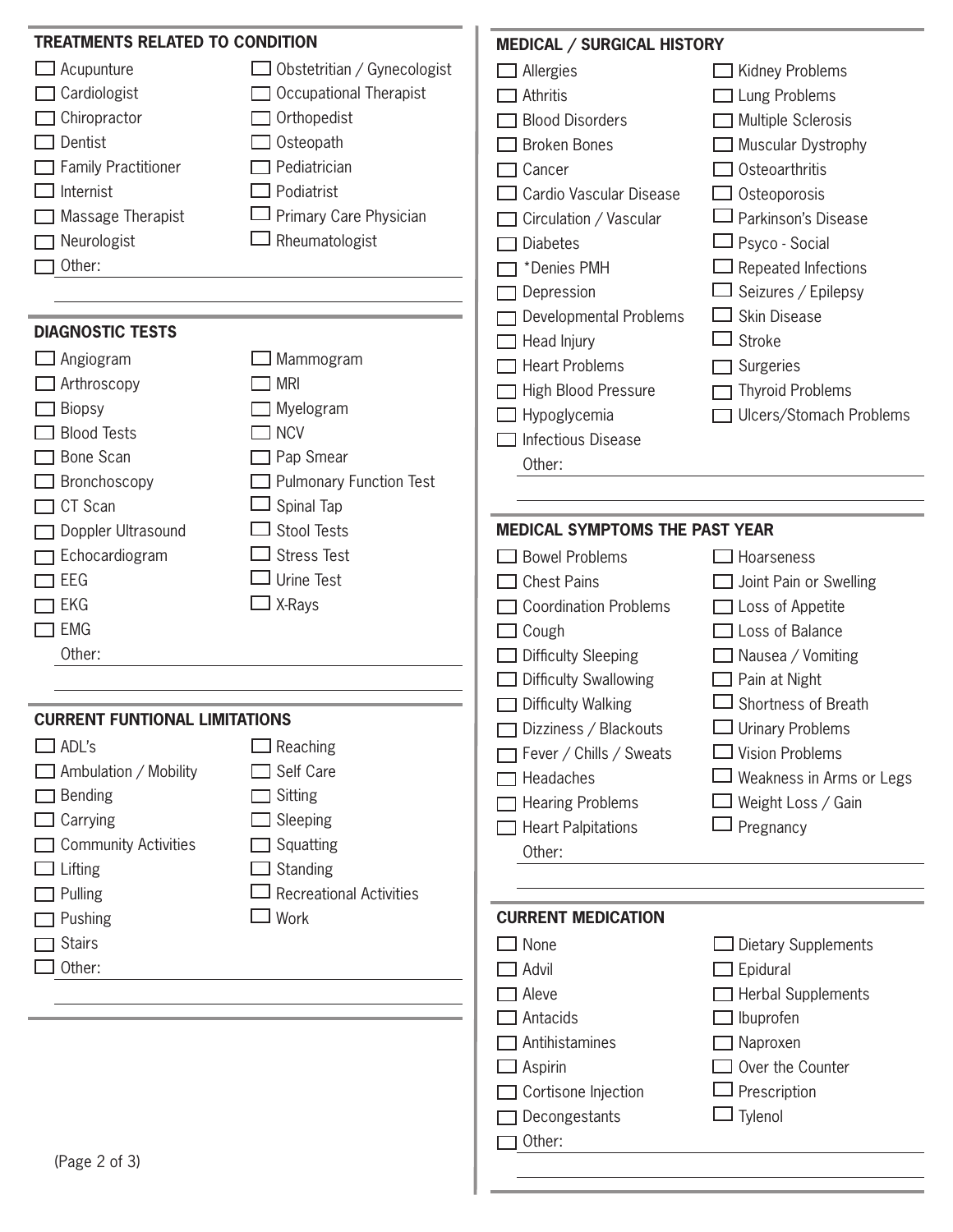## TREATMENTS RELATED TO CONDITION

- ☐ Acupunture
- ☐ Cardiologist
- ☐ Chiropractor
- ☐ Dentist
- ☐ Family Practitioner
- ☐ Internist
- ☐ Massage Therapist
- ☐ Neurologist
- ☐ Other: \_\_\_\_\_\_\_\_\_\_
- ☐ Obstetritian / Gynecologist
- ☐ Occupational Therapist
- ☐ Orthopedist
- ☐ Osteopath
- ☐ Pediatrician
- ☐ Podiatrist
- ☐ Primary Care Physician
- ☐ Rheumatologist

## DIAGNOSTIC TESTS

- ☐ Angiogram
- ☐ Arthroscopy
- ☐ Biopsy
- ☐ Blood Tests
- ☐ Bone Scan
- ☐ Bronchoscopy
- ☐ CT Scan
- ☐ Doppler Ultrasound
- ☐ Echocardiogram
- ☐ EEG
- ☐ EKG
- ☐ EMG
- ☐ Mammogram
- ☐ MRI
- ☐ Myelogram
- ☐ NCV
- ☐ Pap Smear
- ☐ Pulmonary Function Test
- ☐ Spinal Tap
- ☐ Stool Tests
- ☐ Stress Test
- ☐ Urine Test
- ☐ X-Rays

Other: \_\_\_\_\_\_\_\_\_\_

## CURRENT FUNTIONAL LIMITATIONS

- ☐ ADL's
- ☐ Ambulation / Mobility
- ☐ Bending
- ☐ Carrying
- ☐ Community Activities
- ☐ Lifting
- ☐ Pulling
- ☐ Pushing
- ☐ Stairs
- ☐ Other: \_\_\_\_\_\_\_\_\_\_
- ☐ Reaching
- ☐ Self Care
- ☐ Sitting
- ☐ Sleeping
- ☐ Squatting
- ☐ Standing
- ☐ Recreational Activities
- ☐ Work

## MEDICAL / SURGICAL HISTORY

- ☐ Allergies
- ☐ Athritis
- ☐ Blood Disorders
- ☐ Broken Bones
- ☐ Cancer
- ☐ Cardio Vascular Disease
- ☐ Circulation / Vascular
- ☐ Diabetes
- ☐ *Denies PMH
- ☐ Depression
- ☐ Developmental Problems
- ☐ Head Injury
- ☐ Heart Problems
- ☐ High Blood Pressure
- ☐ Hypoglycemia
- ☐ Infectious Disease
- ☐ Kidney Problems
- ☐ Lung Problems
- ☐ Multiple Sclerosis
- ☐ Muscular Dystrophy
- ☐ Osteoarthritis
- ☐ Osteoporosis
- ☐ Parkinson's Disease
- ☐ Psyco - Social
- ☐ Repeated Infections
- ☐ Seizures / Epilepsy
- ☐ Skin Disease
- ☐ Stroke
- ☐ Surgeries
- ☐ Thyroid Problems
- ☐ Ulcers/Stomach Problems

Other: \_\_\_\_\_\_\_\_\_\_

## MEDICAL SYMPTOMS THE PAST YEAR

- ☐ Bowel Problems
- ☐ Chest Pains
- ☐ Coordination Problems
- ☐ Cough
- ☐ Difficulty Sleeping
- ☐ Difficulty Swallowing
- ☐ Difficulty Walking
- ☐ Dizziness / Blackouts
- ☐ Fever / Chills / Sweats
- ☐ Headaches
- ☐ Hearing Problems
- ☐ Heart Palpitations
- ☐ Hoarseness
- ☐ Joint Pain or Swelling
- ☐ Loss of Appetite
- ☐ Loss of Balance
- ☐ Nausea / Vomiting
- ☐ Pain at Night
- ☐ Shortness of Breath
- ☐ Urinary Problems
- ☐ Vision Problems
- ☐ Weakness in Arms or Legs
- ☐ Weight Loss / Gain
- ☐ Pregnancy

Other: \_\_\_\_\_\_\_\_\_\_

## CURRENT MEDICATION

- ☐ None
- ☐ Advil
- ☐ Aleve
- ☐ Antacids
- ☐ Antihistamines
- ☐ Aspirin
- ☐ Cortisone Injection
- ☐ Decongestants
- ☐ Other: \_\_\_\_\_\_\_\_\_\_
- ☐ Dietary Supplements
- ☐ Epidural
- ☐ Herbal Supplements
- ☐ Ibuprofen
- ☐ Naproxen
- ☐ Over the Counter
- ☐ Prescription
- ☐ Tylenol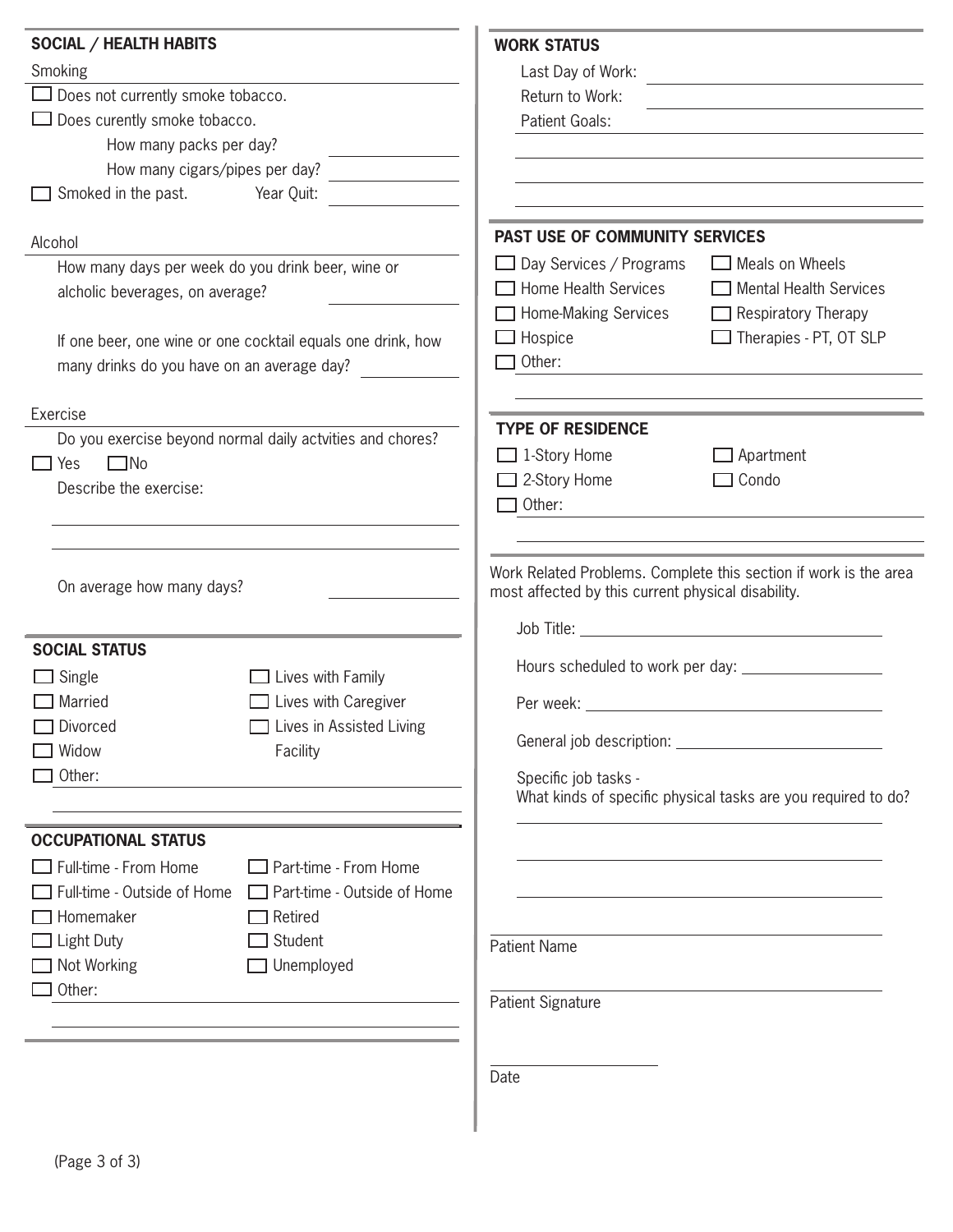## SOCIAL / HEALTH HABITS

Smoking

- ☐ Does not currently smoke tobacco.
- ☐ Does curently smoke tobacco.
  - How many packs per day? ______
  - How many cigars/pipes per day? ______
- ☐ Smoked in the past. Year Quit: ______

Alcohol

How many days per week do you drink beer, wine or alcholic beverages, on average? ______

If one beer, one wine or one cocktail equals one drink, how many drinks do you have on an average day? ______

Exercise

Do you exercise beyond normal daily actvities and chores?

☐ Yes ☐ No

Describe the exercise:

______

______

On average how many days? ______

## SOCIAL STATUS

| | |
|---|---|
| ☐ Single | ☐ Lives with Family |
| ☐ Married | ☐ Lives with Caregiver |
| ☐ Divorced | ☐ Lives in Assisted Living Facility |
| ☐ Widow | |
| ☐ Other: ______ | |

## OCCUPATIONAL STATUS

| | |
|---|---|
| ☐ Full-time - From Home | ☐ Part-time - From Home |
| ☐ Full-time - Outside of Home | ☐ Part-time - Outside of Home |
| ☐ Homemaker | ☐ Retired |
| ☐ Light Duty | ☐ Student |
| ☐ Not Working | ☐ Unemployed |
| ☐ Other: ______ | |

## WORK STATUS

Last Day of Work: ______

Return to Work: ______

Patient Goals: ______

______

______

______

## PAST USE OF COMMUNITY SERVICES

| | |
|---|---|
| ☐ Day Services / Programs | ☐ Meals on Wheels |
| ☐ Home Health Services | ☐ Mental Health Services |
| ☐ Home-Making Services | ☐ Respiratory Therapy |
| ☐ Hospice | ☐ Therapies - PT, OT SLP |
| ☐ Other: ______ | |

## TYPE OF RESIDENCE

| | |
|---|---|
| ☐ 1-Story Home | ☐ Apartment |
| ☐ 2-Story Home | ☐ Condo |
| ☐ Other: ______ | |

Work Related Problems. Complete this section if work is the area most affected by this current physical disability.

Job Title: ______

Hours scheduled to work per day: ______

Per week: ______

General job description: ______

Specific job tasks -
What kinds of specific physical tasks are you required to do?

______

______

______

______
Patient Name

______
Patient Signature

______
Date